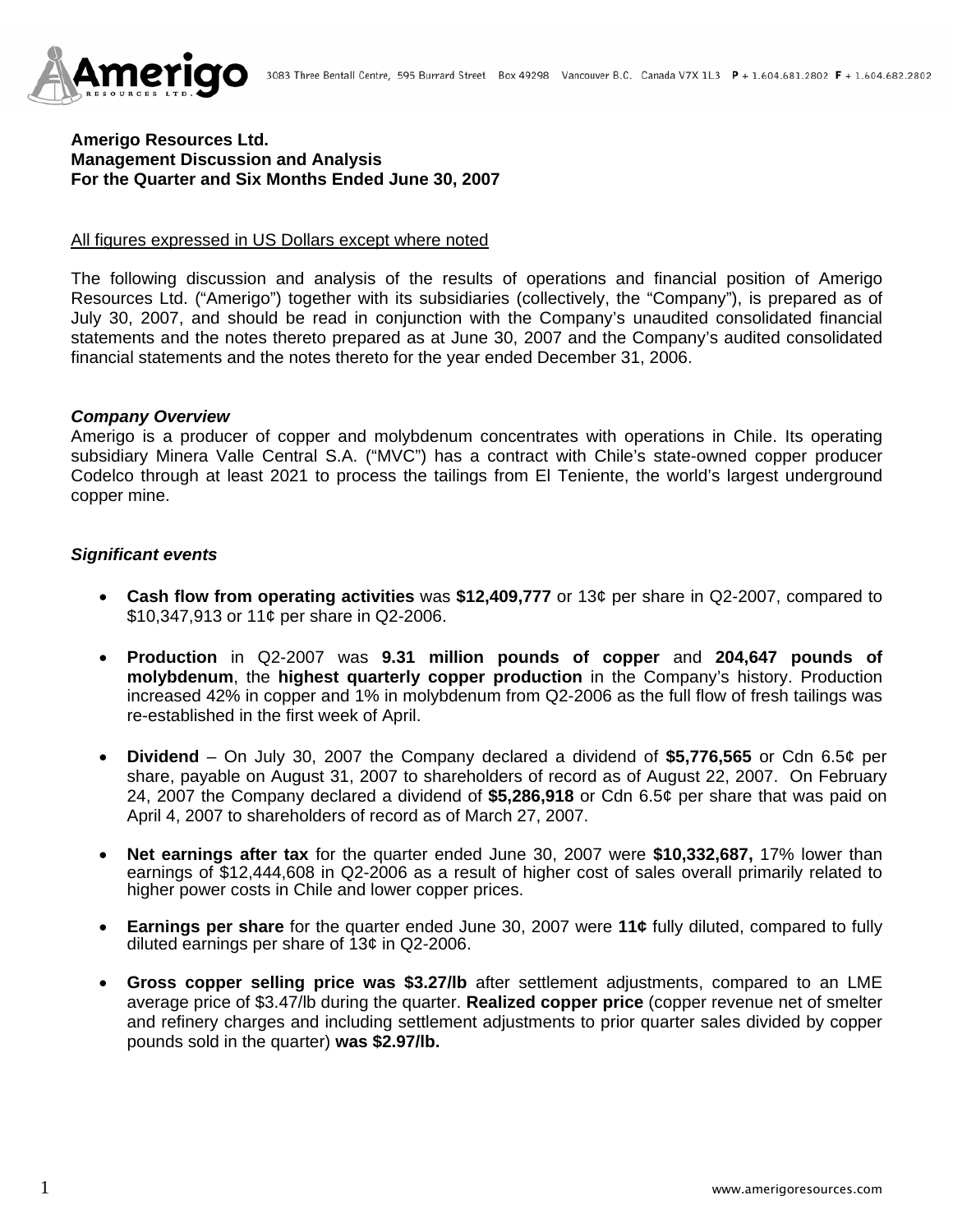**Amerigo Resources Ltd.**
**Management Discussion and Analysis**
**For the Quarter and Six Months Ended June 30, 2007**

All figures expressed in US Dollars except where noted

The following discussion and analysis of the results of operations and financial position of Amerigo Resources Ltd. ("Amerigo") together with its subsidiaries (collectively, the "Company"), is prepared as of July 30, 2007, and should be read in conjunction with the Company's unaudited consolidated financial statements and the notes thereto prepared as at June 30, 2007 and the Company's audited consolidated financial statements and the notes thereto for the year ended December 31, 2006.

***Company Overview***

Amerigo is a producer of copper and molybdenum concentrates with operations in Chile. Its operating subsidiary Minera Valle Central S.A. ("MVC") has a contract with Chile's state-owned copper producer Codelco through at least 2021 to process the tailings from El Teniente, the world's largest underground copper mine.

***Significant events***

- **Cash flow from operating activities** was **$12,409,777** or 13¢ per share in Q2-2007, compared to $10,347,913 or 11¢ per share in Q2-2006.
- **Production** in Q2-2007 was **9.31 million pounds of copper** and **204,647 pounds of molybdenum**, the **highest quarterly copper production** in the Company's history. Production increased 42% in copper and 1% in molybdenum from Q2-2006 as the full flow of fresh tailings was re-established in the first week of April.
- **Dividend** – On July 30, 2007 the Company declared a dividend of **$5,776,565** or Cdn 6.5¢ per share, payable on August 31, 2007 to shareholders of record as of August 22, 2007. On February 24, 2007 the Company declared a dividend of **$5,286,918** or Cdn 6.5¢ per share that was paid on April 4, 2007 to shareholders of record as of March 27, 2007.
- **Net earnings after tax** for the quarter ended June 30, 2007 were **$10,332,687,** 17% lower than earnings of $12,444,608 in Q2-2006 as a result of higher cost of sales overall primarily related to higher power costs in Chile and lower copper prices.
- **Earnings per share** for the quarter ended June 30, 2007 were **11¢** fully diluted, compared to fully diluted earnings per share of 13¢ in Q2-2006.
- **Gross copper selling price was $3.27/lb** after settlement adjustments, compared to an LME average price of $3.47/lb during the quarter. **Realized copper price** (copper revenue net of smelter and refinery charges and including settlement adjustments to prior quarter sales divided by copper pounds sold in the quarter) **was $2.97/lb.**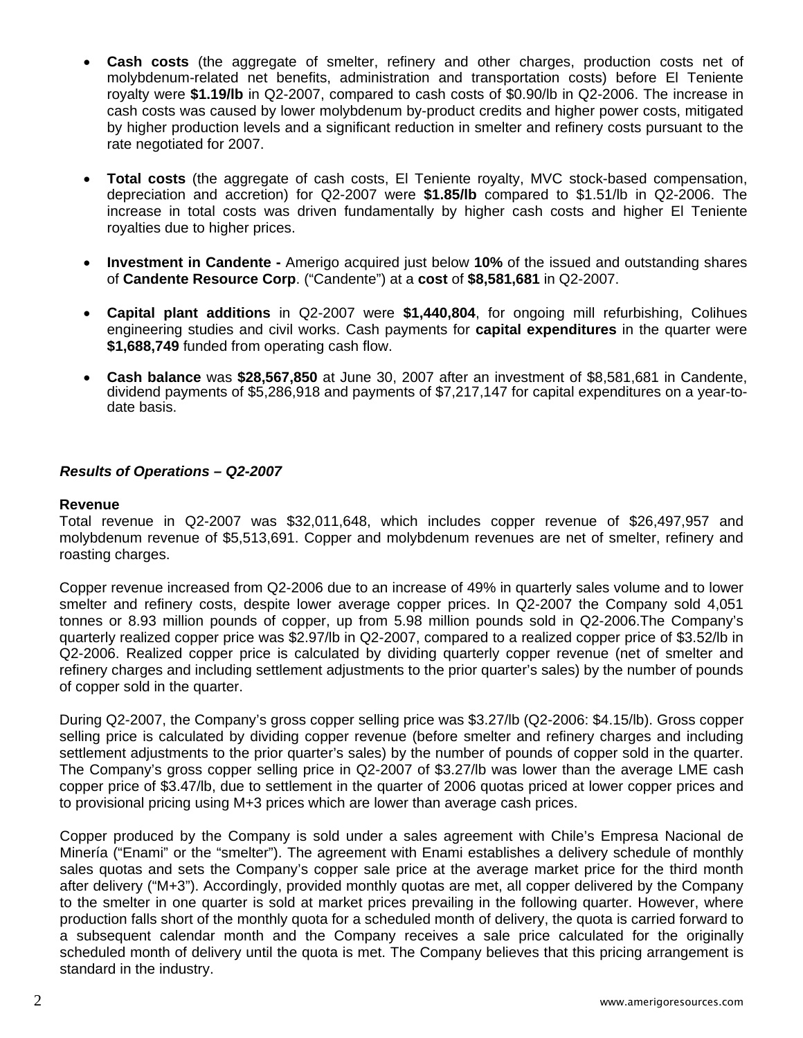- **Cash costs** (the aggregate of smelter, refinery and other charges, production costs net of molybdenum-related net benefits, administration and transportation costs) before El Teniente royalty were **$1.19/lb** in Q2-2007, compared to cash costs of $0.90/lb in Q2-2006. The increase in cash costs was caused by lower molybdenum by-product credits and higher power costs, mitigated by higher production levels and a significant reduction in smelter and refinery costs pursuant to the rate negotiated for 2007.

- **Total costs** (the aggregate of cash costs, El Teniente royalty, MVC stock-based compensation, depreciation and accretion) for Q2-2007 were **$1.85/lb** compared to $1.51/lb in Q2-2006. The increase in total costs was driven fundamentally by higher cash costs and higher El Teniente royalties due to higher prices.

- **Investment in Candente -** Amerigo acquired just below **10%** of the issued and outstanding shares of **Candente Resource Corp**. ("Candente") at a **cost** of **$8,581,681** in Q2-2007.

- **Capital plant additions** in Q2-2007 were **$1,440,804**, for ongoing mill refurbishing, Colihues engineering studies and civil works. Cash payments for **capital expenditures** in the quarter were **$1,688,749** funded from operating cash flow.

- **Cash balance** was **$28,567,850** at June 30, 2007 after an investment of $8,581,681 in Candente, dividend payments of $5,286,918 and payments of $7,217,147 for capital expenditures on a year-to-date basis.

***Results of Operations – Q2-2007***

**Revenue**

Total revenue in Q2-2007 was $32,011,648, which includes copper revenue of $26,497,957 and molybdenum revenue of $5,513,691. Copper and molybdenum revenues are net of smelter, refinery and roasting charges.

Copper revenue increased from Q2-2006 due to an increase of 49% in quarterly sales volume and to lower smelter and refinery costs, despite lower average copper prices. In Q2-2007 the Company sold 4,051 tonnes or 8.93 million pounds of copper, up from 5.98 million pounds sold in Q2-2006.The Company's quarterly realized copper price was $2.97/lb in Q2-2007, compared to a realized copper price of $3.52/lb in Q2-2006. Realized copper price is calculated by dividing quarterly copper revenue (net of smelter and refinery charges and including settlement adjustments to the prior quarter's sales) by the number of pounds of copper sold in the quarter.

During Q2-2007, the Company's gross copper selling price was $3.27/lb (Q2-2006: $4.15/lb). Gross copper selling price is calculated by dividing copper revenue (before smelter and refinery charges and including settlement adjustments to the prior quarter's sales) by the number of pounds of copper sold in the quarter. The Company's gross copper selling price in Q2-2007 of $3.27/lb was lower than the average LME cash copper price of $3.47/lb, due to settlement in the quarter of 2006 quotas priced at lower copper prices and to provisional pricing using M+3 prices which are lower than average cash prices.

Copper produced by the Company is sold under a sales agreement with Chile's Empresa Nacional de Minería ("Enami" or the "smelter"). The agreement with Enami establishes a delivery schedule of monthly sales quotas and sets the Company's copper sale price at the average market price for the third month after delivery ("M+3"). Accordingly, provided monthly quotas are met, all copper delivered by the Company to the smelter in one quarter is sold at market prices prevailing in the following quarter. However, where production falls short of the monthly quota for a scheduled month of delivery, the quota is carried forward to a subsequent calendar month and the Company receives a sale price calculated for the originally scheduled month of delivery until the quota is met. The Company believes that this pricing arrangement is standard in the industry.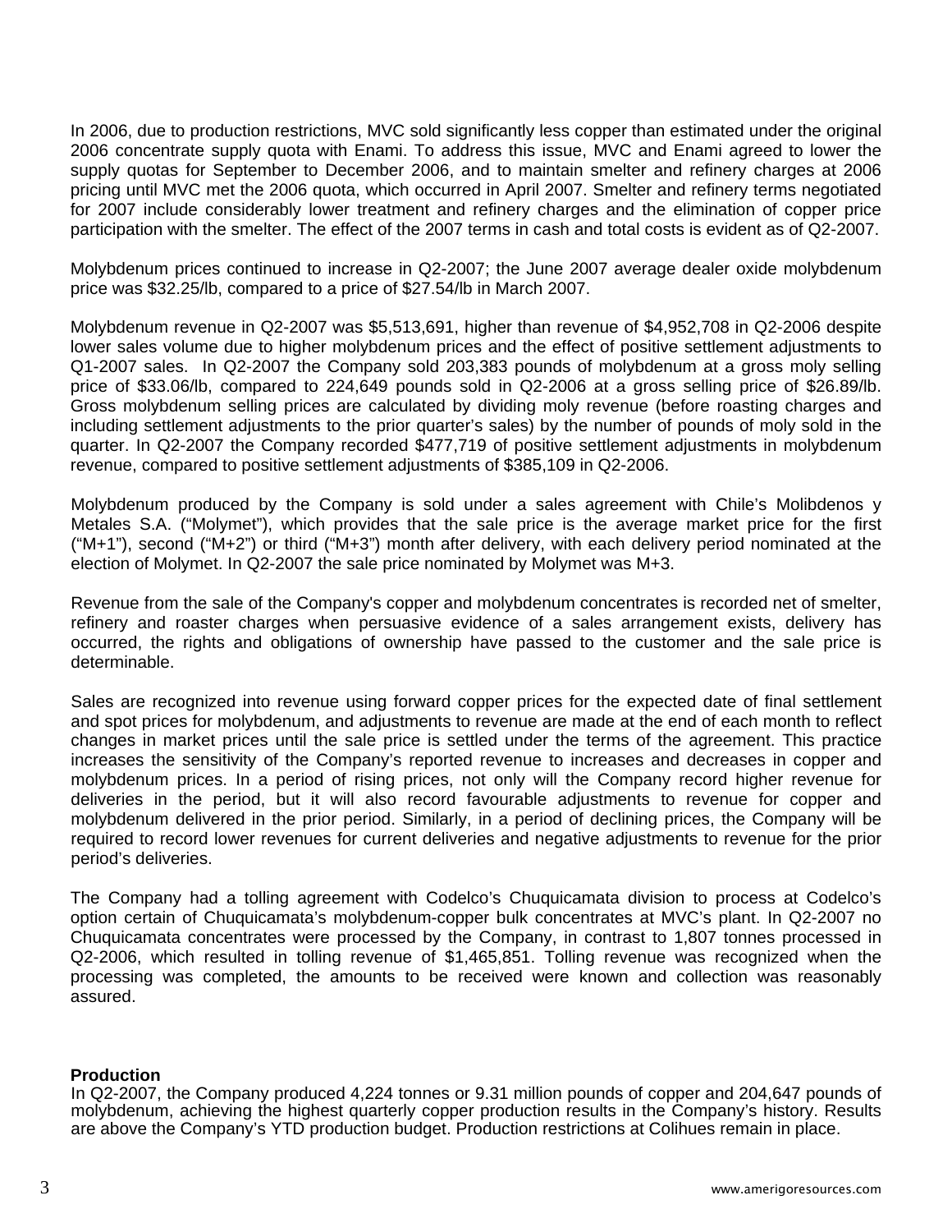In 2006, due to production restrictions, MVC sold significantly less copper than estimated under the original 2006 concentrate supply quota with Enami. To address this issue, MVC and Enami agreed to lower the supply quotas for September to December 2006, and to maintain smelter and refinery charges at 2006 pricing until MVC met the 2006 quota, which occurred in April 2007. Smelter and refinery terms negotiated for 2007 include considerably lower treatment and refinery charges and the elimination of copper price participation with the smelter. The effect of the 2007 terms in cash and total costs is evident as of Q2-2007.

Molybdenum prices continued to increase in Q2-2007; the June 2007 average dealer oxide molybdenum price was $32.25/lb, compared to a price of $27.54/lb in March 2007.

Molybdenum revenue in Q2-2007 was $5,513,691, higher than revenue of $4,952,708 in Q2-2006 despite lower sales volume due to higher molybdenum prices and the effect of positive settlement adjustments to Q1-2007 sales. In Q2-2007 the Company sold 203,383 pounds of molybdenum at a gross moly selling price of $33.06/lb, compared to 224,649 pounds sold in Q2-2006 at a gross selling price of $26.89/lb. Gross molybdenum selling prices are calculated by dividing moly revenue (before roasting charges and including settlement adjustments to the prior quarter's sales) by the number of pounds of moly sold in the quarter. In Q2-2007 the Company recorded $477,719 of positive settlement adjustments in molybdenum revenue, compared to positive settlement adjustments of $385,109 in Q2-2006.

Molybdenum produced by the Company is sold under a sales agreement with Chile's Molibdenos y Metales S.A. ("Molymet"), which provides that the sale price is the average market price for the first ("M+1"), second ("M+2") or third ("M+3") month after delivery, with each delivery period nominated at the election of Molymet. In Q2-2007 the sale price nominated by Molymet was M+3.

Revenue from the sale of the Company's copper and molybdenum concentrates is recorded net of smelter, refinery and roaster charges when persuasive evidence of a sales arrangement exists, delivery has occurred, the rights and obligations of ownership have passed to the customer and the sale price is determinable.

Sales are recognized into revenue using forward copper prices for the expected date of final settlement and spot prices for molybdenum, and adjustments to revenue are made at the end of each month to reflect changes in market prices until the sale price is settled under the terms of the agreement. This practice increases the sensitivity of the Company's reported revenue to increases and decreases in copper and molybdenum prices. In a period of rising prices, not only will the Company record higher revenue for deliveries in the period, but it will also record favourable adjustments to revenue for copper and molybdenum delivered in the prior period. Similarly, in a period of declining prices, the Company will be required to record lower revenues for current deliveries and negative adjustments to revenue for the prior period's deliveries.

The Company had a tolling agreement with Codelco's Chuquicamata division to process at Codelco's option certain of Chuquicamata's molybdenum-copper bulk concentrates at MVC's plant. In Q2-2007 no Chuquicamata concentrates were processed by the Company, in contrast to 1,807 tonnes processed in Q2-2006, which resulted in tolling revenue of $1,465,851. Tolling revenue was recognized when the processing was completed, the amounts to be received were known and collection was reasonably assured.

**Production**

In Q2-2007, the Company produced 4,224 tonnes or 9.31 million pounds of copper and 204,647 pounds of molybdenum, achieving the highest quarterly copper production results in the Company's history. Results are above the Company's YTD production budget. Production restrictions at Colihues remain in place.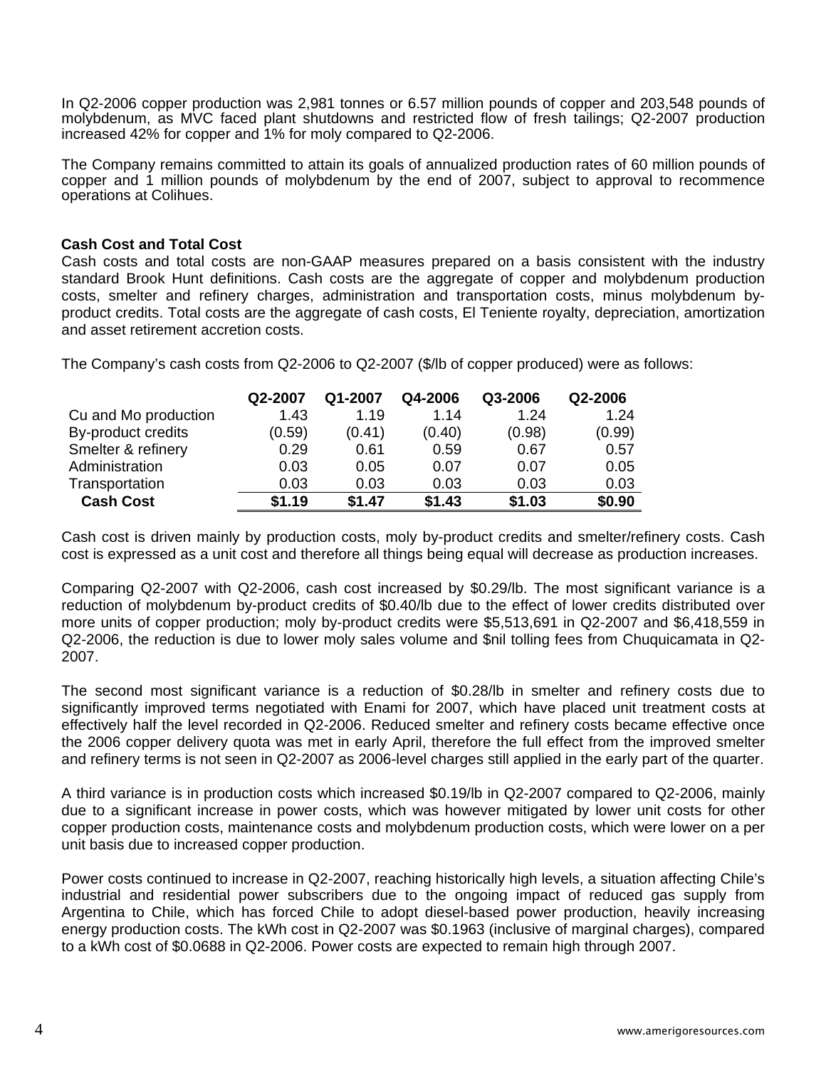In Q2-2006 copper production was 2,981 tonnes or 6.57 million pounds of copper and 203,548 pounds of molybdenum, as MVC faced plant shutdowns and restricted flow of fresh tailings; Q2-2007 production increased 42% for copper and 1% for moly compared to Q2-2006.

The Company remains committed to attain its goals of annualized production rates of 60 million pounds of copper and 1 million pounds of molybdenum by the end of 2007, subject to approval to recommence operations at Colihues.

**Cash Cost and Total Cost**

Cash costs and total costs are non-GAAP measures prepared on a basis consistent with the industry standard Brook Hunt definitions. Cash costs are the aggregate of copper and molybdenum production costs, smelter and refinery charges, administration and transportation costs, minus molybdenum by-product credits. Total costs are the aggregate of cash costs, El Teniente royalty, depreciation, amortization and asset retirement accretion costs.

The Company's cash costs from Q2-2006 to Q2-2007 ($/lb of copper produced) were as follows:

| | Q2-2007 | Q1-2007 | Q4-2006 | Q3-2006 | Q2-2006 |
|---|---|---|---|---|---|
| Cu and Mo production | 1.43 | 1.19 | 1.14 | 1.24 | 1.24 |
| By-product credits | (0.59) | (0.41) | (0.40) | (0.98) | (0.99) |
| Smelter & refinery | 0.29 | 0.61 | 0.59 | 0.67 | 0.57 |
| Administration | 0.03 | 0.05 | 0.07 | 0.07 | 0.05 |
| Transportation | 0.03 | 0.03 | 0.03 | 0.03 | 0.03 |
| **Cash Cost** | **$1.19** | **$1.47** | **$1.43** | **$1.03** | **$0.90** |

Cash cost is driven mainly by production costs, moly by-product credits and smelter/refinery costs. Cash cost is expressed as a unit cost and therefore all things being equal will decrease as production increases.

Comparing Q2-2007 with Q2-2006, cash cost increased by $0.29/lb. The most significant variance is a reduction of molybdenum by-product credits of $0.40/lb due to the effect of lower credits distributed over more units of copper production; moly by-product credits were $5,513,691 in Q2-2007 and $6,418,559 in Q2-2006, the reduction is due to lower moly sales volume and $nil tolling fees from Chuquicamata in Q2-2007.

The second most significant variance is a reduction of $0.28/lb in smelter and refinery costs due to significantly improved terms negotiated with Enami for 2007, which have placed unit treatment costs at effectively half the level recorded in Q2-2006. Reduced smelter and refinery costs became effective once the 2006 copper delivery quota was met in early April, therefore the full effect from the improved smelter and refinery terms is not seen in Q2-2007 as 2006-level charges still applied in the early part of the quarter.

A third variance is in production costs which increased $0.19/lb in Q2-2007 compared to Q2-2006, mainly due to a significant increase in power costs, which was however mitigated by lower unit costs for other copper production costs, maintenance costs and molybdenum production costs, which were lower on a per unit basis due to increased copper production.

Power costs continued to increase in Q2-2007, reaching historically high levels, a situation affecting Chile's industrial and residential power subscribers due to the ongoing impact of reduced gas supply from Argentina to Chile, which has forced Chile to adopt diesel-based power production, heavily increasing energy production costs. The kWh cost in Q2-2007 was $0.1963 (inclusive of marginal charges), compared to a kWh cost of $0.0688 in Q2-2006. Power costs are expected to remain high through 2007.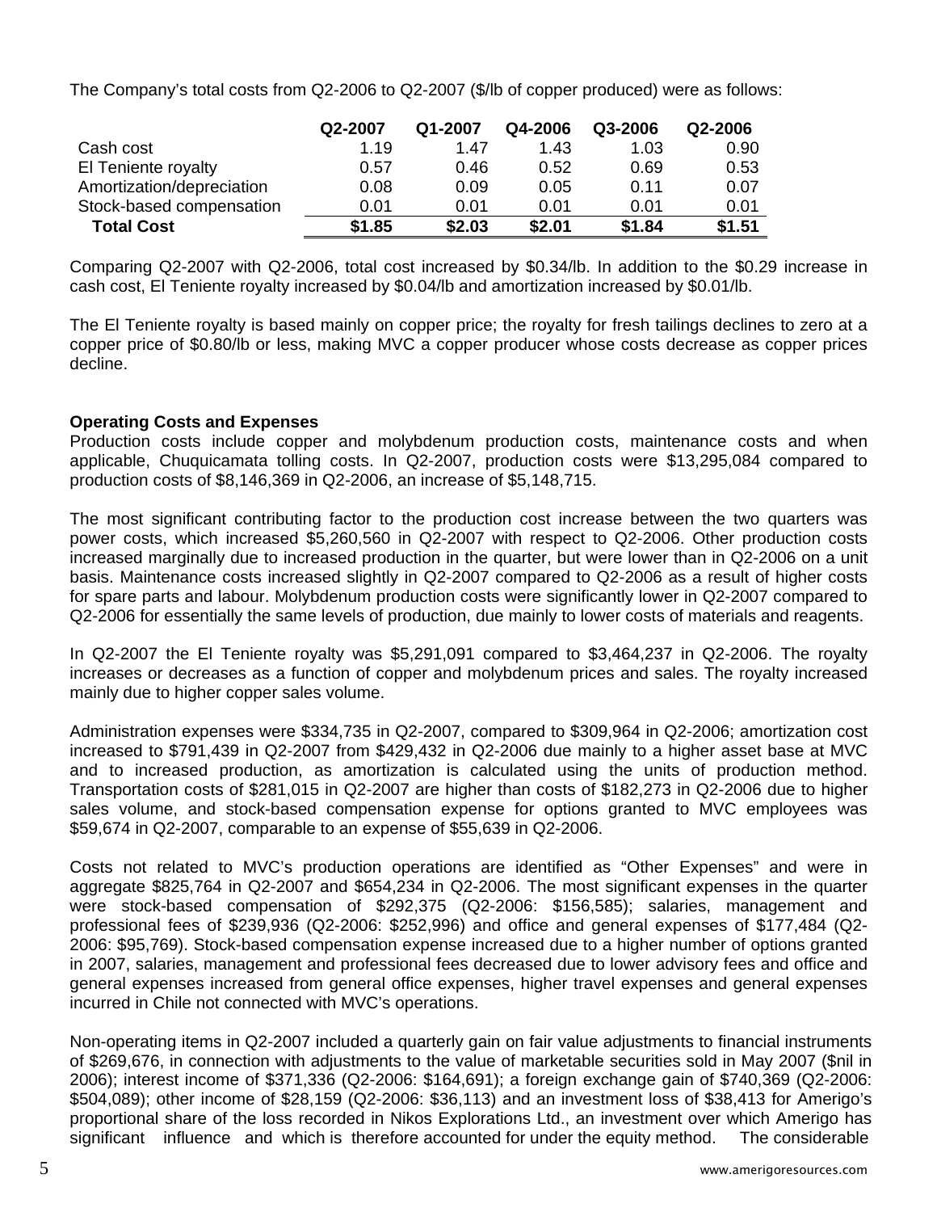The Company's total costs from Q2-2006 to Q2-2007 ($/lb of copper produced) were as follows:

| | Q2-2007 | Q1-2007 | Q4-2006 | Q3-2006 | Q2-2006 |
|---|---|---|---|---|---|
| Cash cost | 1.19 | 1.47 | 1.43 | 1.03 | 0.90 |
| El Teniente royalty | 0.57 | 0.46 | 0.52 | 0.69 | 0.53 |
| Amortization/depreciation | 0.08 | 0.09 | 0.05 | 0.11 | 0.07 |
| Stock-based compensation | 0.01 | 0.01 | 0.01 | 0.01 | 0.01 |
| **Total Cost** | **$1.85** | **$2.03** | **$2.01** | **$1.84** | **$1.51** |

Comparing Q2-2007 with Q2-2006, total cost increased by $0.34/lb. In addition to the $0.29 increase in cash cost, El Teniente royalty increased by $0.04/lb and amortization increased by $0.01/lb.

The El Teniente royalty is based mainly on copper price; the royalty for fresh tailings declines to zero at a copper price of $0.80/lb or less, making MVC a copper producer whose costs decrease as copper prices decline.

**Operating Costs and Expenses**

Production costs include copper and molybdenum production costs, maintenance costs and when applicable, Chuquicamata tolling costs. In Q2-2007, production costs were $13,295,084 compared to production costs of $8,146,369 in Q2-2006, an increase of $5,148,715.

The most significant contributing factor to the production cost increase between the two quarters was power costs, which increased $5,260,560 in Q2-2007 with respect to Q2-2006. Other production costs increased marginally due to increased production in the quarter, but were lower than in Q2-2006 on a unit basis. Maintenance costs increased slightly in Q2-2007 compared to Q2-2006 as a result of higher costs for spare parts and labour. Molybdenum production costs were significantly lower in Q2-2007 compared to Q2-2006 for essentially the same levels of production, due mainly to lower costs of materials and reagents.

In Q2-2007 the El Teniente royalty was $5,291,091 compared to $3,464,237 in Q2-2006. The royalty increases or decreases as a function of copper and molybdenum prices and sales. The royalty increased mainly due to higher copper sales volume.

Administration expenses were $334,735 in Q2-2007, compared to $309,964 in Q2-2006; amortization cost increased to $791,439 in Q2-2007 from $429,432 in Q2-2006 due mainly to a higher asset base at MVC and to increased production, as amortization is calculated using the units of production method. Transportation costs of $281,015 in Q2-2007 are higher than costs of $182,273 in Q2-2006 due to higher sales volume, and stock-based compensation expense for options granted to MVC employees was $59,674 in Q2-2007, comparable to an expense of $55,639 in Q2-2006.

Costs not related to MVC's production operations are identified as "Other Expenses" and were in aggregate $825,764 in Q2-2007 and $654,234 in Q2-2006. The most significant expenses in the quarter were stock-based compensation of $292,375 (Q2-2006: $156,585); salaries, management and professional fees of $239,936 (Q2-2006: $252,996) and office and general expenses of $177,484 (Q2-2006: $95,769). Stock-based compensation expense increased due to a higher number of options granted in 2007, salaries, management and professional fees decreased due to lower advisory fees and office and general expenses increased from general office expenses, higher travel expenses and general expenses incurred in Chile not connected with MVC's operations.

Non-operating items in Q2-2007 included a quarterly gain on fair value adjustments to financial instruments of $269,676, in connection with adjustments to the value of marketable securities sold in May 2007 ($nil in 2006); interest income of $371,336 (Q2-2006: $164,691); a foreign exchange gain of $740,369 (Q2-2006: $504,089); other income of $28,159 (Q2-2006: $36,113) and an investment loss of $38,413 for Amerigo's proportional share of the loss recorded in Nikos Explorations Ltd., an investment over which Amerigo has significant influence and which is therefore accounted for under the equity method. The considerable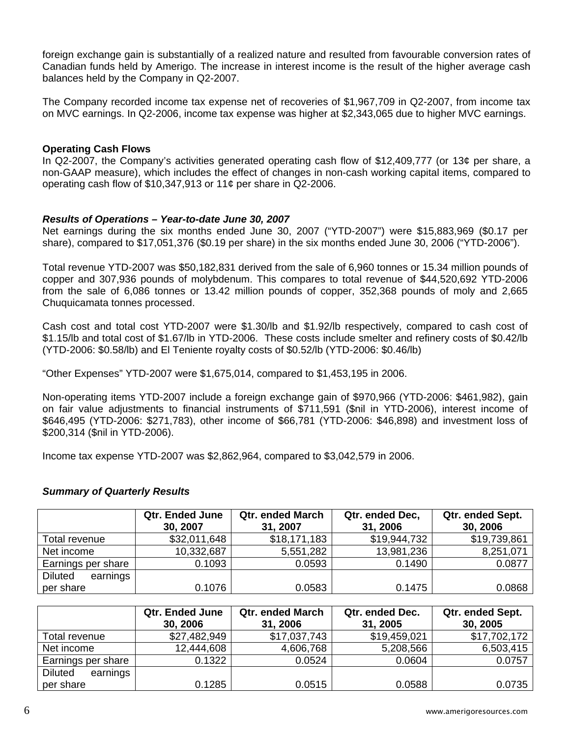foreign exchange gain is substantially of a realized nature and resulted from favourable conversion rates of Canadian funds held by Amerigo. The increase in interest income is the result of the higher average cash balances held by the Company in Q2-2007.

The Company recorded income tax expense net of recoveries of $1,967,709 in Q2-2007, from income tax on MVC earnings. In Q2-2006, income tax expense was higher at $2,343,065 due to higher MVC earnings.

**Operating Cash Flows**

In Q2-2007, the Company's activities generated operating cash flow of $12,409,777 (or 13¢ per share, a non-GAAP measure), which includes the effect of changes in non-cash working capital items, compared to operating cash flow of $10,347,913 or 11¢ per share in Q2-2006.

***Results of Operations – Year-to-date June 30, 2007***

Net earnings during the six months ended June 30, 2007 ("YTD-2007") were $15,883,969 ($0.17 per share), compared to $17,051,376 ($0.19 per share) in the six months ended June 30, 2006 ("YTD-2006").

Total revenue YTD-2007 was $50,182,831 derived from the sale of 6,960 tonnes or 15.34 million pounds of copper and 307,936 pounds of molybdenum. This compares to total revenue of $44,520,692 YTD-2006 from the sale of 6,086 tonnes or 13.42 million pounds of copper, 352,368 pounds of moly and 2,665 Chuquicamata tonnes processed.

Cash cost and total cost YTD-2007 were $1.30/lb and $1.92/lb respectively, compared to cash cost of $1.15/lb and total cost of $1.67/lb in YTD-2006. These costs include smelter and refinery costs of $0.42/lb (YTD-2006: $0.58/lb) and El Teniente royalty costs of $0.52/lb (YTD-2006: $0.46/lb)

"Other Expenses" YTD-2007 were $1,675,014, compared to $1,453,195 in 2006.

Non-operating items YTD-2007 include a foreign exchange gain of $970,966 (YTD-2006: $461,982), gain on fair value adjustments to financial instruments of $711,591 ($nil in YTD-2006), interest income of $646,495 (YTD-2006: $271,783), other income of $66,781 (YTD-2006: $46,898) and investment loss of $200,314 ($nil in YTD-2006).

Income tax expense YTD-2007 was $2,862,964, compared to $3,042,579 in 2006.

***Summary of Quarterly Results***

| | Qtr. Ended June 30, 2007 | Qtr. ended March 31, 2007 | Qtr. ended Dec, 31, 2006 | Qtr. ended Sept. 30, 2006 |
|---|---|---|---|---|
| Total revenue | $32,011,648 | $18,171,183 | $19,944,732 | $19,739,861 |
| Net income | 10,332,687 | 5,551,282 | 13,981,236 | 8,251,071 |
| Earnings per share | 0.1093 | 0.0593 | 0.1490 | 0.0877 |
| Diluted earnings per share | 0.1076 | 0.0583 | 0.1475 | 0.0868 |

| | Qtr. Ended June 30, 2006 | Qtr. ended March 31, 2006 | Qtr. ended Dec. 31, 2005 | Qtr. ended Sept. 30, 2005 |
|---|---|---|---|---|
| Total revenue | $27,482,949 | $17,037,743 | $19,459,021 | $17,702,172 |
| Net income | 12,444,608 | 4,606,768 | 5,208,566 | 6,503,415 |
| Earnings per share | 0.1322 | 0.0524 | 0.0604 | 0.0757 |
| Diluted earnings per share | 0.1285 | 0.0515 | 0.0588 | 0.0735 |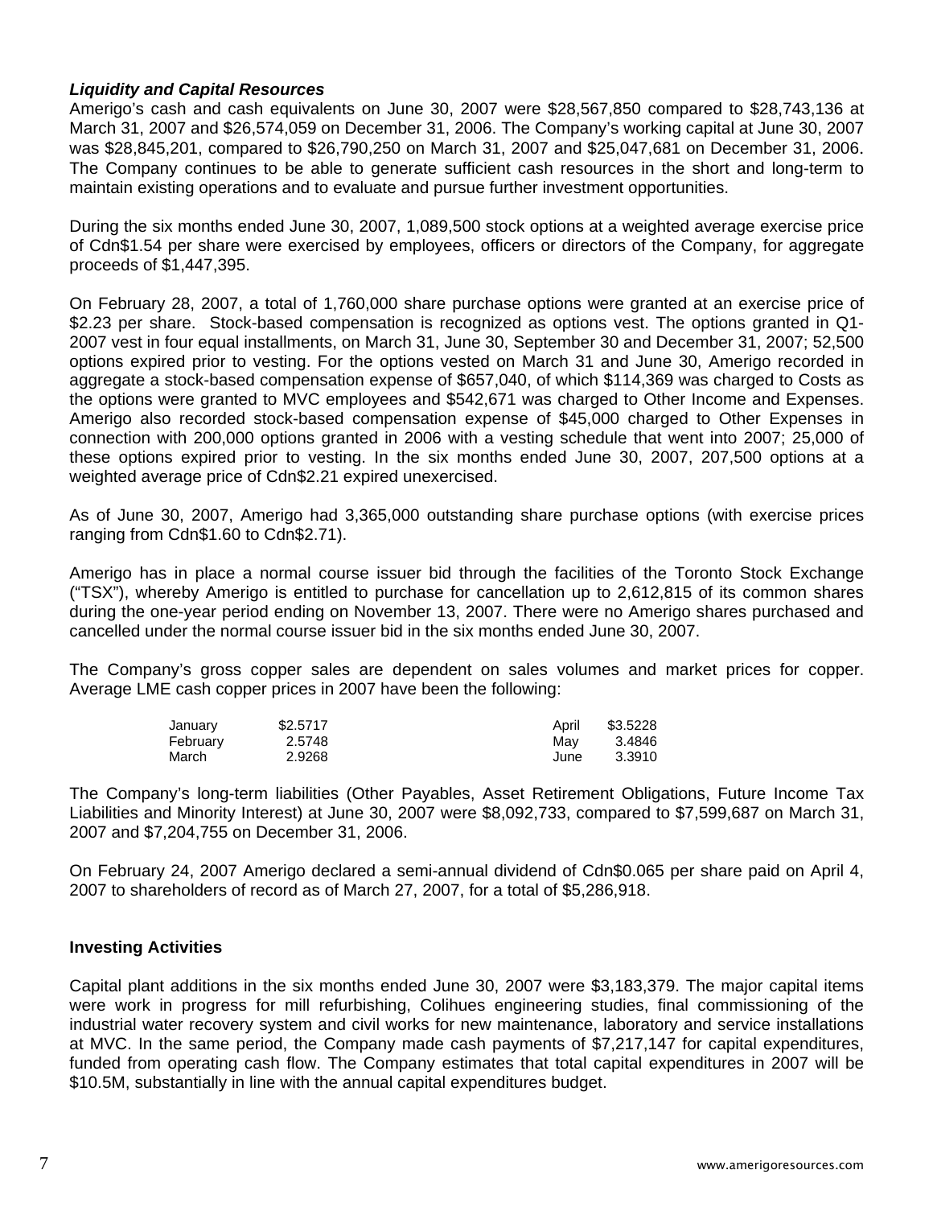***Liquidity and Capital Resources***

Amerigo's cash and cash equivalents on June 30, 2007 were $28,567,850 compared to $28,743,136 at March 31, 2007 and $26,574,059 on December 31, 2006. The Company's working capital at June 30, 2007 was $28,845,201, compared to $26,790,250 on March 31, 2007 and $25,047,681 on December 31, 2006. The Company continues to be able to generate sufficient cash resources in the short and long-term to maintain existing operations and to evaluate and pursue further investment opportunities.

During the six months ended June 30, 2007, 1,089,500 stock options at a weighted average exercise price of Cdn$1.54 per share were exercised by employees, officers or directors of the Company, for aggregate proceeds of $1,447,395.

On February 28, 2007, a total of 1,760,000 share purchase options were granted at an exercise price of $2.23 per share. Stock-based compensation is recognized as options vest. The options granted in Q1-2007 vest in four equal installments, on March 31, June 30, September 30 and December 31, 2007; 52,500 options expired prior to vesting. For the options vested on March 31 and June 30, Amerigo recorded in aggregate a stock-based compensation expense of $657,040, of which $114,369 was charged to Costs as the options were granted to MVC employees and $542,671 was charged to Other Income and Expenses. Amerigo also recorded stock-based compensation expense of $45,000 charged to Other Expenses in connection with 200,000 options granted in 2006 with a vesting schedule that went into 2007; 25,000 of these options expired prior to vesting. In the six months ended June 30, 2007, 207,500 options at a weighted average price of Cdn$2.21 expired unexercised.

As of June 30, 2007, Amerigo had 3,365,000 outstanding share purchase options (with exercise prices ranging from Cdn$1.60 to Cdn$2.71).

Amerigo has in place a normal course issuer bid through the facilities of the Toronto Stock Exchange ("TSX"), whereby Amerigo is entitled to purchase for cancellation up to 2,612,815 of its common shares during the one-year period ending on November 13, 2007. There were no Amerigo shares purchased and cancelled under the normal course issuer bid in the six months ended June 30, 2007.

The Company's gross copper sales are dependent on sales volumes and market prices for copper. Average LME cash copper prices in 2007 have been the following:

| Month | Price | Month | Price |
|---|---|---|---|
| January | $2.5717 | April | $3.5228 |
| February | 2.5748 | May | 3.4846 |
| March | 2.9268 | June | 3.3910 |

The Company's long-term liabilities (Other Payables, Asset Retirement Obligations, Future Income Tax Liabilities and Minority Interest) at June 30, 2007 were $8,092,733, compared to $7,599,687 on March 31, 2007 and $7,204,755 on December 31, 2006.

On February 24, 2007 Amerigo declared a semi-annual dividend of Cdn$0.065 per share paid on April 4, 2007 to shareholders of record as of March 27, 2007, for a total of $5,286,918.

**Investing Activities**

Capital plant additions in the six months ended June 30, 2007 were $3,183,379. The major capital items were work in progress for mill refurbishing, Colihues engineering studies, final commissioning of the industrial water recovery system and civil works for new maintenance, laboratory and service installations at MVC. In the same period, the Company made cash payments of $7,217,147 for capital expenditures, funded from operating cash flow. The Company estimates that total capital expenditures in 2007 will be $10.5M, substantially in line with the annual capital expenditures budget.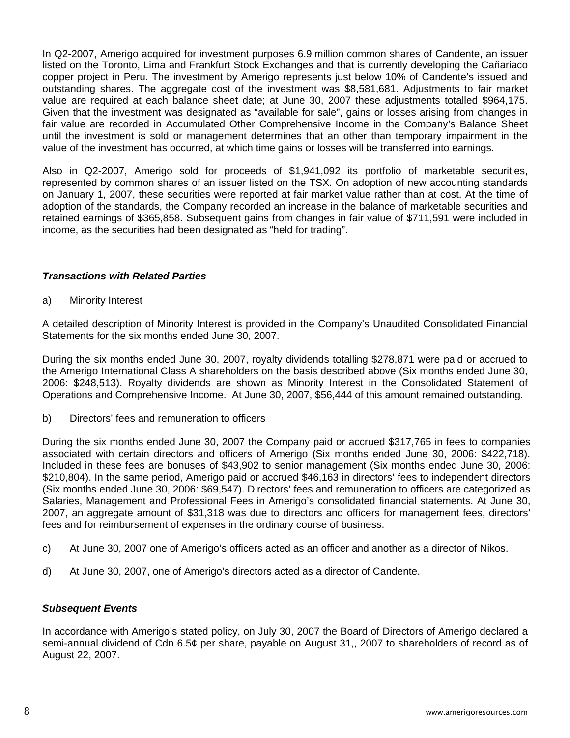In Q2-2007, Amerigo acquired for investment purposes 6.9 million common shares of Candente, an issuer listed on the Toronto, Lima and Frankfurt Stock Exchanges and that is currently developing the Cañariaco copper project in Peru. The investment by Amerigo represents just below 10% of Candente's issued and outstanding shares. The aggregate cost of the investment was $8,581,681. Adjustments to fair market value are required at each balance sheet date; at June 30, 2007 these adjustments totalled $964,175. Given that the investment was designated as "available for sale", gains or losses arising from changes in fair value are recorded in Accumulated Other Comprehensive Income in the Company's Balance Sheet until the investment is sold or management determines that an other than temporary impairment in the value of the investment has occurred, at which time gains or losses will be transferred into earnings.

Also in Q2-2007, Amerigo sold for proceeds of $1,941,092 its portfolio of marketable securities, represented by common shares of an issuer listed on the TSX. On adoption of new accounting standards on January 1, 2007, these securities were reported at fair market value rather than at cost. At the time of adoption of the standards, the Company recorded an increase in the balance of marketable securities and retained earnings of $365,858. Subsequent gains from changes in fair value of $711,591 were included in income, as the securities had been designated as "held for trading".

### *Transactions with Related Parties*

a) Minority Interest

A detailed description of Minority Interest is provided in the Company's Unaudited Consolidated Financial Statements for the six months ended June 30, 2007.

During the six months ended June 30, 2007, royalty dividends totalling $278,871 were paid or accrued to the Amerigo International Class A shareholders on the basis described above (Six months ended June 30, 2006: $248,513). Royalty dividends are shown as Minority Interest in the Consolidated Statement of Operations and Comprehensive Income. At June 30, 2007, $56,444 of this amount remained outstanding.

b) Directors' fees and remuneration to officers

During the six months ended June 30, 2007 the Company paid or accrued $317,765 in fees to companies associated with certain directors and officers of Amerigo (Six months ended June 30, 2006: $422,718). Included in these fees are bonuses of $43,902 to senior management (Six months ended June 30, 2006: $210,804). In the same period, Amerigo paid or accrued $46,163 in directors' fees to independent directors (Six months ended June 30, 2006: $69,547). Directors' fees and remuneration to officers are categorized as Salaries, Management and Professional Fees in Amerigo's consolidated financial statements. At June 30, 2007, an aggregate amount of $31,318 was due to directors and officers for management fees, directors' fees and for reimbursement of expenses in the ordinary course of business.

c) At June 30, 2007 one of Amerigo's officers acted as an officer and another as a director of Nikos.

d) At June 30, 2007, one of Amerigo's directors acted as a director of Candente.

### *Subsequent Events*

In accordance with Amerigo's stated policy, on July 30, 2007 the Board of Directors of Amerigo declared a semi-annual dividend of Cdn 6.5¢ per share, payable on August 31,, 2007 to shareholders of record as of August 22, 2007.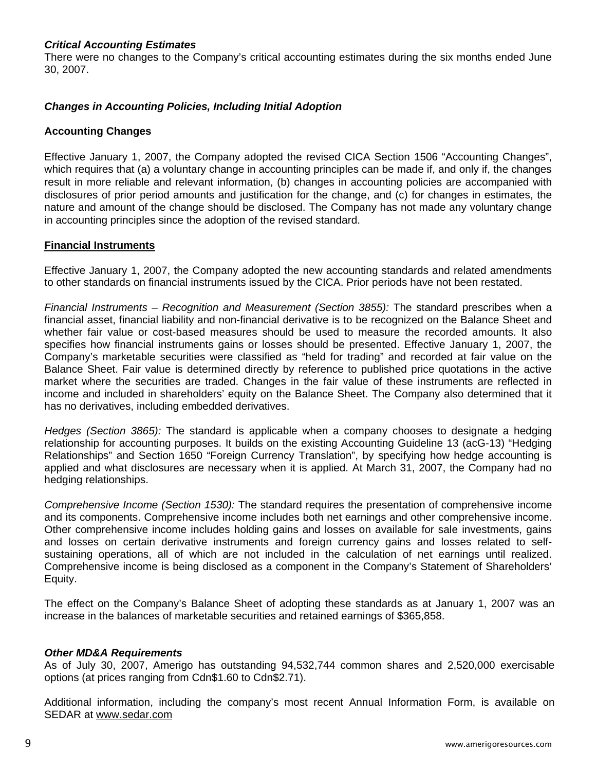### *Critical Accounting Estimates*

There were no changes to the Company's critical accounting estimates during the six months ended June 30, 2007.

### *Changes in Accounting Policies, Including Initial Adoption*

**Accounting Changes**

Effective January 1, 2007, the Company adopted the revised CICA Section 1506 "Accounting Changes", which requires that (a) a voluntary change in accounting principles can be made if, and only if, the changes result in more reliable and relevant information, (b) changes in accounting policies are accompanied with disclosures of prior period amounts and justification for the change, and (c) for changes in estimates, the nature and amount of the change should be disclosed. The Company has not made any voluntary change in accounting principles since the adoption of the revised standard.

**Financial Instruments**

Effective January 1, 2007, the Company adopted the new accounting standards and related amendments to other standards on financial instruments issued by the CICA. Prior periods have not been restated.

*Financial Instruments – Recognition and Measurement (Section 3855):* The standard prescribes when a financial asset, financial liability and non-financial derivative is to be recognized on the Balance Sheet and whether fair value or cost-based measures should be used to measure the recorded amounts. It also specifies how financial instruments gains or losses should be presented. Effective January 1, 2007, the Company's marketable securities were classified as "held for trading" and recorded at fair value on the Balance Sheet. Fair value is determined directly by reference to published price quotations in the active market where the securities are traded. Changes in the fair value of these instruments are reflected in income and included in shareholders' equity on the Balance Sheet. The Company also determined that it has no derivatives, including embedded derivatives.

*Hedges (Section 3865):* The standard is applicable when a company chooses to designate a hedging relationship for accounting purposes. It builds on the existing Accounting Guideline 13 (acG-13) "Hedging Relationships" and Section 1650 "Foreign Currency Translation", by specifying how hedge accounting is applied and what disclosures are necessary when it is applied. At March 31, 2007, the Company had no hedging relationships.

*Comprehensive Income (Section 1530):* The standard requires the presentation of comprehensive income and its components. Comprehensive income includes both net earnings and other comprehensive income. Other comprehensive income includes holding gains and losses on available for sale investments, gains and losses on certain derivative instruments and foreign currency gains and losses related to self-sustaining operations, all of which are not included in the calculation of net earnings until realized. Comprehensive income is being disclosed as a component in the Company's Statement of Shareholders' Equity.

The effect on the Company's Balance Sheet of adopting these standards as at January 1, 2007 was an increase in the balances of marketable securities and retained earnings of $365,858.

### *Other MD&A Requirements*

As of July 30, 2007, Amerigo has outstanding 94,532,744 common shares and 2,520,000 exercisable options (at prices ranging from Cdn$1.60 to Cdn$2.71).

Additional information, including the company's most recent Annual Information Form, is available on SEDAR at www.sedar.com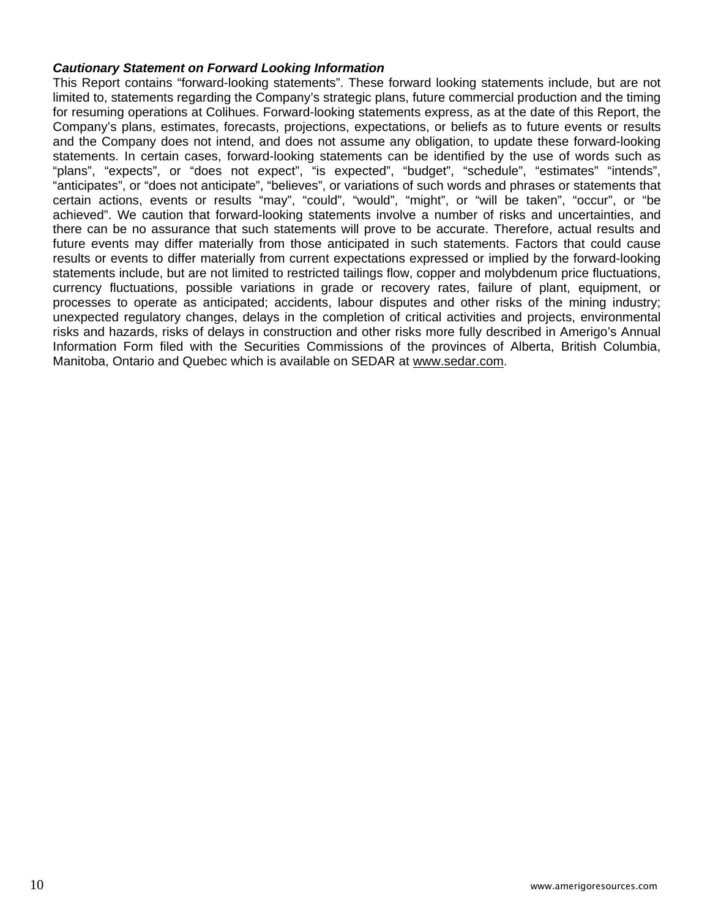***Cautionary Statement on Forward Looking Information***

This Report contains "forward-looking statements". These forward looking statements include, but are not limited to, statements regarding the Company's strategic plans, future commercial production and the timing for resuming operations at Colihues. Forward-looking statements express, as at the date of this Report, the Company's plans, estimates, forecasts, projections, expectations, or beliefs as to future events or results and the Company does not intend, and does not assume any obligation, to update these forward-looking statements. In certain cases, forward-looking statements can be identified by the use of words such as "plans", "expects", or "does not expect", "is expected", "budget", "schedule", "estimates" "intends", "anticipates", or "does not anticipate", "believes", or variations of such words and phrases or statements that certain actions, events or results "may", "could", "would", "might", or "will be taken", "occur", or "be achieved". We caution that forward-looking statements involve a number of risks and uncertainties, and there can be no assurance that such statements will prove to be accurate. Therefore, actual results and future events may differ materially from those anticipated in such statements. Factors that could cause results or events to differ materially from current expectations expressed or implied by the forward-looking statements include, but are not limited to restricted tailings flow, copper and molybdenum price fluctuations, currency fluctuations, possible variations in grade or recovery rates, failure of plant, equipment, or processes to operate as anticipated; accidents, labour disputes and other risks of the mining industry; unexpected regulatory changes, delays in the completion of critical activities and projects, environmental risks and hazards, risks of delays in construction and other risks more fully described in Amerigo's Annual Information Form filed with the Securities Commissions of the provinces of Alberta, British Columbia, Manitoba, Ontario and Quebec which is available on SEDAR at www.sedar.com.